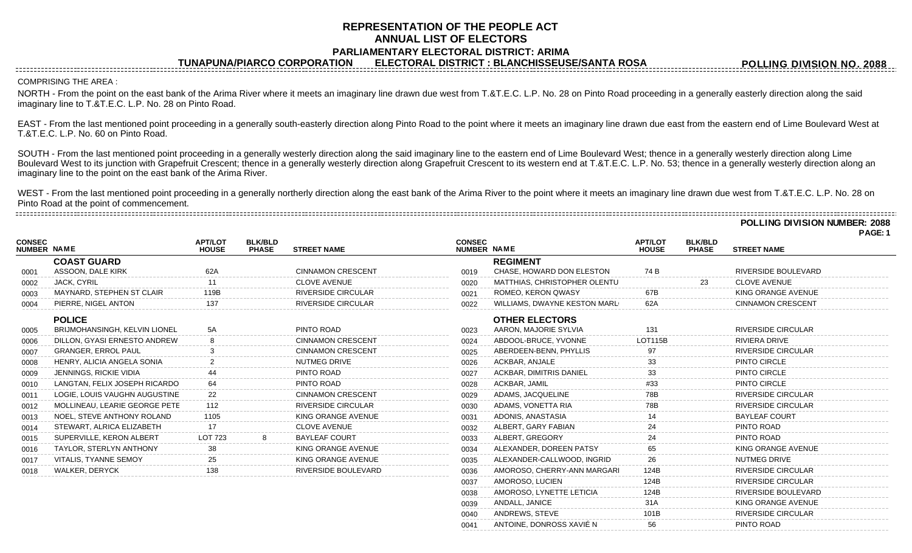# REPRESENTATION OF THE PEOPLE ACT
## ANNUAL LIST OF ELECTORS
### PARLIAMENTARY ELECTORAL DISTRICT: ARIMA

**TUNAPUNA/PIARCO CORPORATION    ELECTORAL DISTRICT : BLANCHISSEUSE/SANTA ROSA    POLLING DIVISION NO. 2088**

COMPRISING THE AREA :

NORTH - From the point on the east bank of the Arima River where it meets an imaginary line drawn due west from T.&T.E.C. L.P. No. 28 on Pinto Road proceeding in a generally easterly direction along the said imaginary line to T.&T.E.C. L.P. No. 28 on Pinto Road.

EAST - From the last mentioned point proceeding in a generally south-easterly direction along Pinto Road to the point where it meets an imaginary line drawn due east from the eastern end of Lime Boulevard West at T.&T.E.C. L.P. No. 60 on Pinto Road.

SOUTH - From the last mentioned point proceeding in a generally westerly direction along the said imaginary line to the eastern end of Lime Boulevard West; thence in a generally westerly direction along Lime Boulevard West to its junction with Grapefruit Crescent; thence in a generally westerly direction along Grapefruit Crescent to its western end at T.&T.E.C. L.P. No. 53; thence in a generally westerly direction along an imaginary line to the point on the east bank of the Arima River.

WEST - From the last mentioned point proceeding in a generally northerly direction along the east bank of the Arima River to the point where it meets an imaginary line drawn due west from T.&T.E.C. L.P. No. 28 on Pinto Road at the point of commencement.

**POLLING DIVISION NUMBER: 2088**

| CONSEC NUMBER | NAME | APT/LOT HOUSE | BLK/BLD PHASE | STREET NAME |
|---|---|---|---|---|
| | **COAST GUARD** | | | |
| 0001 | ASSOON, DALE KIRK | 62A | | CINNAMON CRESCENT |
| 0002 | JACK, CYRIL | 11 | | CLOVE AVENUE |
| 0003 | MAYNARD, STEPHEN ST CLAIR | 119B | | RIVERSIDE CIRCULAR |
| 0004 | PIERRE, NIGEL ANTON | 137 | | RIVERSIDE CIRCULAR |
| | **POLICE** | | | |
| 0005 | BRIJMOHANSINGH, KELVIN LIONEL | 5A | | PINTO ROAD |
| 0006 | DILLON, GYASI ERNESTO ANDREW | 8 | | CINNAMON CRESCENT |
| 0007 | GRANGER, ERROL PAUL | 3 | | CINNAMON CRESCENT |
| 0008 | HENRY, ALICIA ANGELA SONIA | 2 | | NUTMEG DRIVE |
| 0009 | JENNINGS, RICKIE VIDIA | 44 | | PINTO ROAD |
| 0010 | LANGTAN, FELIX JOSEPH RICARDO | 64 | | PINTO ROAD |
| 0011 | LOGIE, LOUIS VAUGHN AUGUSTINE | 22 | | CINNAMON CRESCENT |
| 0012 | MOLLINEAU, LEARIE GEORGE PETE | 112 | | RIVERSIDE CIRCULAR |
| 0013 | NOEL, STEVE ANTHONY ROLAND | 1105 | | KING ORANGE AVENUE |
| 0014 | STEWART, ALRICA ELIZABETH | 17 | | CLOVE AVENUE |
| 0015 | SUPERVILLE, KERON ALBERT | LOT 723 | 8 | BAYLEAF COURT |
| 0016 | TAYLOR, STERLYN ANTHONY | 38 | | KING ORANGE AVENUE |
| 0017 | VITALIS, TYANNE SEMOY | 25 | | KING ORANGE AVENUE |
| 0018 | WALKER, DERYCK | 138 | | RIVERSIDE BOULEVARD |
| | **REGIMENT** | | | |
| 0019 | CHASE, HOWARD DON ELESTON | 74 B | | RIVERSIDE BOULEVARD |
| 0020 | MATTHIAS, CHRISTOPHER OLENTU | | 23 | CLOVE AVENUE |
| 0021 | ROMEO, KERON QWASY | 67B | | KING ORANGE AVENUE |
| 0022 | WILLIAMS, DWAYNE KESTON MARL | 62A | | CINNAMON CRESCENT |
| | **OTHER ELECTORS** | | | |
| 0023 | AARON, MAJORIE SYLVIA | 131 | | RIVERSIDE CIRCULAR |
| 0024 | ABDOOL-BRUCE, YVONNE | LOT115B | | RIVIERA DRIVE |
| 0025 | ABERDEEN-BENN, PHYLLIS | 97 | | RIVERSIDE CIRCULAR |
| 0026 | ACKBAR, ANJALE | 33 | | PINTO CIRCLE |
| 0027 | ACKBAR, DIMITRIS DANIEL | 33 | | PINTO CIRCLE |
| 0028 | ACKBAR, JAMIL | #33 | | PINTO CIRCLE |
| 0029 | ADAMS, JACQUELINE | 78B | | RIVERSIDE CIRCULAR |
| 0030 | ADAMS, VONETTA RIA | 78B | | RIVERSIDE CIRCULAR |
| 0031 | ADONIS, ANASTASIA | 14 | | BAYLEAF COURT |
| 0032 | ALBERT, GARY FABIAN | 24 | | PINTO ROAD |
| 0033 | ALBERT, GREGORY | 24 | | PINTO ROAD |
| 0034 | ALEXANDER, DOREEN PATSY | 65 | | KING ORANGE AVENUE |
| 0035 | ALEXANDER-CALLWOOD, INGRID | 26 | | NUTMEG DRIVE |
| 0036 | AMOROSO, CHERRY-ANN MARGARI | 124B | | RIVERSIDE CIRCULAR |
| 0037 | AMOROSO, LUCIEN | 124B | | RIVERSIDE CIRCULAR |
| 0038 | AMOROSO, LYNETTE LETICIA | 124B | | RIVERSIDE BOULEVARD |
| 0039 | ANDALL, JANICE | 31A | | KING ORANGE AVENUE |
| 0040 | ANDREWS, STEVE | 101B | | RIVERSIDE CIRCULAR |
| 0041 | ANTOINE, DONROSS XAVIÉ N | 56 | | PINTO ROAD |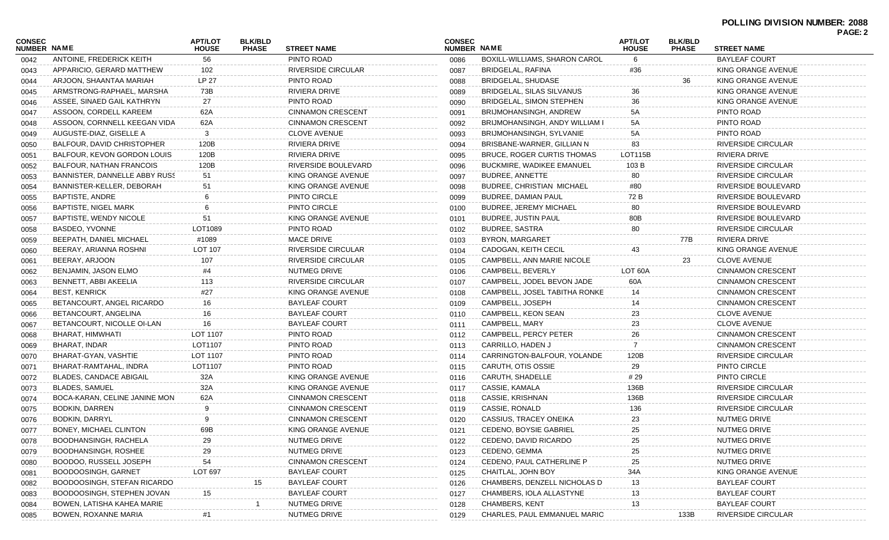**POLLING DIVISION NUMBER: 2088**

| CONSEC NUMBER | NAME | APT/LOT HOUSE | BLK/BLD PHASE | STREET NAME |
|---|---|---|---|---|
| 0042 | ANTOINE, FREDERICK KEITH | 56 | | PINTO ROAD |
| 0043 | APPARICIO, GERARD MATTHEW | 102 | | RIVERSIDE CIRCULAR |
| 0044 | ARJOON, SHAANTAA MARIAH | LP 27 | | PINTO ROAD |
| 0045 | ARMSTRONG-RAPHAEL, MARSHA | 73B | | RIVIERA DRIVE |
| 0046 | ASSEE, SINAED GAIL KATHRYN | 27 | | PINTO ROAD |
| 0047 | ASSOON, CORDELL KAREEM | 62A | | CINNAMON CRESCENT |
| 0048 | ASSOON, CORNNELL KEEGAN VIDA | 62A | | CINNAMON CRESCENT |
| 0049 | AUGUSTE-DIAZ, GISELLE A | 3 | | CLOVE AVENUE |
| 0050 | BALFOUR, DAVID CHRISTOPHER | 120B | | RIVIERA DRIVE |
| 0051 | BALFOUR, KEVON GORDON LOUIS | 120B | | RIVIERA DRIVE |
| 0052 | BALFOUR, NATHAN FRANCOIS | 120B | | RIVERSIDE BOULEVARD |
| 0053 | BANNISTER, DANNELLE ABBY RUSS | 51 | | KING ORANGE AVENUE |
| 0054 | BANNISTER-KELLER, DEBORAH | 51 | | KING ORANGE AVENUE |
| 0055 | BAPTISTE, ANDRE | 6 | | PINTO CIRCLE |
| 0056 | BAPTISTE, NIGEL MARK | 6 | | PINTO CIRCLE |
| 0057 | BAPTISTE, WENDY NICOLE | 51 | | KING ORANGE AVENUE |
| 0058 | BASDEO, YVONNE | LOT1089 | | PINTO ROAD |
| 0059 | BEEPATH, DANIEL MICHAEL | #1089 | | MACE DRIVE |
| 0060 | BEERAY, ARIANNA ROSHNI | LOT 107 | | RIVERSIDE CIRCULAR |
| 0061 | BEERAY, ARJOON | 107 | | RIVERSIDE CIRCULAR |
| 0062 | BENJAMIN, JASON ELMO | #4 | | NUTMEG DRIVE |
| 0063 | BENNETT, ABBI AKEELIA | 113 | | RIVERSIDE CIRCULAR |
| 0064 | BEST, KENRICK | #27 | | KING ORANGE AVENUE |
| 0065 | BETANCOURT, ANGEL RICARDO | 16 | | BAYLEAF COURT |
| 0066 | BETANCOURT, ANGELINA | 16 | | BAYLEAF COURT |
| 0067 | BETANCOURT, NICOLLE OI-LAN | 16 | | BAYLEAF COURT |
| 0068 | BHARAT, HIMWHATI | LOT 1107 | | PINTO ROAD |
| 0069 | BHARAT, INDAR | LOT1107 | | PINTO ROAD |
| 0070 | BHARAT-GYAN, VASHTIE | LOT 1107 | | PINTO ROAD |
| 0071 | BHARAT-RAMTAHAL, INDRA | LOT1107 | | PINTO ROAD |
| 0072 | BLADES, CANDACE ABIGAIL | 32A | | KING ORANGE AVENUE |
| 0073 | BLADES, SAMUEL | 32A | | KING ORANGE AVENUE |
| 0074 | BOCA-KARAN, CELINE JANINE MON | 62A | | CINNAMON CRESCENT |
| 0075 | BODKIN, DARREN | 9 | | CINNAMON CRESCENT |
| 0076 | BODKIN, DARRYL | 9 | | CINNAMON CRESCENT |
| 0077 | BONEY, MICHAEL CLINTON | 69B | | KING ORANGE AVENUE |
| 0078 | BOODHANSINGH, RACHELA | 29 | | NUTMEG DRIVE |
| 0079 | BOODHANSINGH, ROSHEE | 29 | | NUTMEG DRIVE |
| 0080 | BOODOO, RUSSELL JOSEPH | 54 | | CINNAMON CRESCENT |
| 0081 | BOODOOSINGH, GARNET | LOT 697 | | BAYLEAF COURT |
| 0082 | BOODOOSINGH, STEFAN RICARDO | | 15 | BAYLEAF COURT |
| 0083 | BOODOOSINGH, STEPHEN JOVAN | 15 | | BAYLEAF COURT |
| 0084 | BOWEN, LATISHA KAHEA MARIE | | 1 | NUTMEG DRIVE |
| 0085 | BOWEN, ROXANNE MARIA | #1 | | NUTMEG DRIVE |
| 0086 | BOXILL-WILLIAMS, SHARON CAROL | 6 | | BAYLEAF COURT |
| 0087 | BRIDGELAL, RAFINA | #36 | | KING ORANGE AVENUE |
| 0088 | BRIDGELAL, SHUDASE | | 36 | KING ORANGE AVENUE |
| 0089 | BRIDGELAL, SILAS SILVANUS | 36 | | KING ORANGE AVENUE |
| 0090 | BRIDGELAL, SIMON STEPHEN | 36 | | KING ORANGE AVENUE |
| 0091 | BRIJMOHANSINGH, ANDREW | 5A | | PINTO ROAD |
| 0092 | BRIJMOHANSINGH, ANDY WILLIAM I | 5A | | PINTO ROAD |
| 0093 | BRIJMOHANSINGH, SYLVANIE | 5A | | PINTO ROAD |
| 0094 | BRISBANE-WARNER, GILLIAN N | 83 | | RIVERSIDE CIRCULAR |
| 0095 | BRUCE, ROGER CURTIS THOMAS | LOT115B | | RIVIERA DRIVE |
| 0096 | BUCKMIRE, WADIKEE EMANUEL | 103 B | | RIVERSIDE CIRCULAR |
| 0097 | BUDREE, ANNETTE | 80 | | RIVERSIDE CIRCULAR |
| 0098 | BUDREE, CHRISTIAN MICHAEL | #80 | | RIVERSIDE BOULEVARD |
| 0099 | BUDREE, DAMIAN PAUL | 72 B | | RIVERSIDE BOULEVARD |
| 0100 | BUDREE, JEREMY MICHAEL | 80 | | RIVERSIDE BOULEVARD |
| 0101 | BUDREE, JUSTIN PAUL | 80B | | RIVERSIDE BOULEVARD |
| 0102 | BUDREE, SASTRA | 80 | | RIVERSIDE CIRCULAR |
| 0103 | BYRON, MARGARET | | 77B | RIVIERA DRIVE |
| 0104 | CADOGAN, KEITH CECIL | 43 | | KING ORANGE AVENUE |
| 0105 | CAMPBELL, ANN MARIE NICOLE | | 23 | CLOVE AVENUE |
| 0106 | CAMPBELL, BEVERLY | LOT 60A | | CINNAMON CRESCENT |
| 0107 | CAMPBELL, JODEL BEVON JADE | 60A | | CINNAMON CRESCENT |
| 0108 | CAMPBELL, JOSEL TABITHA RONKE | 14 | | CINNAMON CRESCENT |
| 0109 | CAMPBELL, JOSEPH | 14 | | CINNAMON CRESCENT |
| 0110 | CAMPBELL, KEON SEAN | 23 | | CLOVE AVENUE |
| 0111 | CAMPBELL, MARY | 23 | | CLOVE AVENUE |
| 0112 | CAMPBELL, PERCY PETER | 26 | | CINNAMON CRESCENT |
| 0113 | CARRILLO, HADEN J | 7 | | CINNAMON CRESCENT |
| 0114 | CARRINGTON-BALFOUR, YOLANDE | 120B | | RIVERSIDE CIRCULAR |
| 0115 | CARUTH, OTIS OSSIE | 29 | | PINTO CIRCLE |
| 0116 | CARUTH, SHADELLE | # 29 | | PINTO CIRCLE |
| 0117 | CASSIE, KAMALA | 136B | | RIVERSIDE CIRCULAR |
| 0118 | CASSIE, KRISHNAN | 136B | | RIVERSIDE CIRCULAR |
| 0119 | CASSIE, RONALD | 136 | | RIVERSIDE CIRCULAR |
| 0120 | CASSIUS, TRACEY ONEIKA | 23 | | NUTMEG DRIVE |
| 0121 | CEDENO, BOYSIE GABRIEL | 25 | | NUTMEG DRIVE |
| 0122 | CEDENO, DAVID RICARDO | 25 | | NUTMEG DRIVE |
| 0123 | CEDENO, GEMMA | 25 | | NUTMEG DRIVE |
| 0124 | CEDENO, PAUL CATHERLINE P | 25 | | NUTMEG DRIVE |
| 0125 | CHAITLAL, JOHN BOY | 34A | | KING ORANGE AVENUE |
| 0126 | CHAMBERS, DENZELL NICHOLAS D | 13 | | BAYLEAF COURT |
| 0127 | CHAMBERS, IOLA ALLASTYNE | 13 | | BAYLEAF COURT |
| 0128 | CHAMBERS, KENT | 13 | | BAYLEAF COURT |
| 0129 | CHARLES, PAUL EMMANUEL MARIO | | 133B | RIVERSIDE CIRCULAR |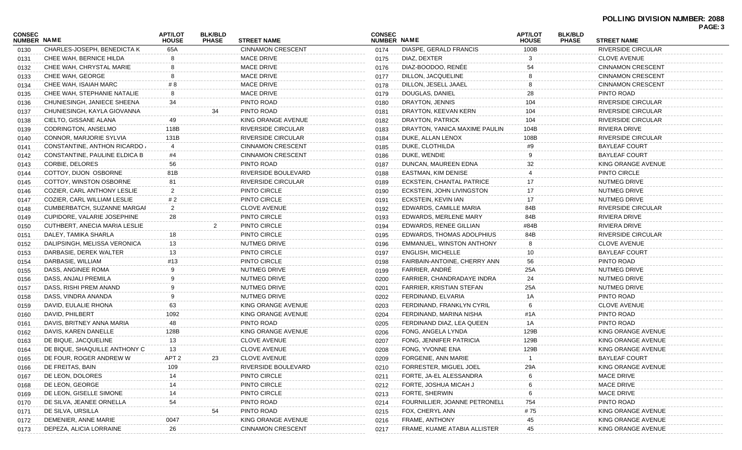**POLLING DIVISION NUMBER: 2088**

| CONSEC NUMBER | NAME | APT/LOT HOUSE | BLK/BLD PHASE | STREET NAME |
|---|---|---|---|---|
| 0130 | CHARLES-JOSEPH, BENEDICTA K | 65A | | CINNAMON CRESCENT |
| 0131 | CHEE WAH, BERNICE HILDA | 8 | | MACE DRIVE |
| 0132 | CHEE WAH, CHRYSTAL MARIE | 8 | | MACE DRIVE |
| 0133 | CHEE WAH, GEORGE | 8 | | MACE DRIVE |
| 0134 | CHEE WAH, ISAIAH MARC | # 8 | | MACE DRIVE |
| 0135 | CHEE WAH, STEPHANIE NATALIE | 8 | | MACE DRIVE |
| 0136 | CHUNIESINGH, JANIECE SHEENA | 34 | | PINTO ROAD |
| 0137 | CHUNIESINGH, KAYLA GIOVANNA | | 34 | PINTO ROAD |
| 0138 | CIELTO, GISSANE ALANA | 49 | | KING ORANGE AVENUE |
| 0139 | CODRINGTON, ANSELMO | 118B | | RIVERSIDE CIRCULAR |
| 0140 | CONNOR, MARJORIE SYLVIA | 131B | | RIVERSIDE CIRCULAR |
| 0141 | CONSTANTINE, ANTHON RICARDO / | 4 | | CINNAMON CRESCENT |
| 0142 | CONSTANTINE, PAULINE ELDICA B | #4 | | CINNAMON CRESCENT |
| 0143 | CORBIE, DELORES | 56 | | PINTO ROAD |
| 0144 | COTTOY, DIJON OSBORNE | 81B | | RIVERSIDE BOULEVARD |
| 0145 | COTTOY, WINSTON OSBORNE | 81 | | RIVERSIDE CIRCULAR |
| 0146 | COZIER, CARL ANTHONY LESLIE | 2 | | PINTO CIRCLE |
| 0147 | COZIER, CARL WILLIAM LESLIE | # 2 | | PINTO CIRCLE |
| 0148 | CUMBERBATCH, SUZANNE MARGAI | 2 | | CLOVE AVENUE |
| 0149 | CUPIDORE, VALARIE JOSEPHINE | 28 | | PINTO CIRCLE |
| 0150 | CUTHBERT, ANECIA MARIA LESLIE | | 2 | PINTO CIRCLE |
| 0151 | DALEY, TAMIKA SHARLA | 18 | | PINTO CIRCLE |
| 0152 | DALIPSINGH, MELISSA VERONICA | 13 | | NUTMEG DRIVE |
| 0153 | DARBASIE, DEREK WALTER | 13 | | PINTO CIRCLE |
| 0154 | DARBASIE, WILLIAM | #13 | | PINTO CIRCLE |
| 0155 | DASS, ANGINEE ROMA | 9 | | NUTMEG DRIVE |
| 0156 | DASS, ANJALI PREMILA | 9 | | NUTMEG DRIVE |
| 0157 | DASS, RISHI PREM ANAND | 9 | | NUTMEG DRIVE |
| 0158 | DASS, VINDRA ANANDA | 9 | | NUTMEG DRIVE |
| 0159 | DAVID, EULALIE RHONA | 63 | | KING ORANGE AVENUE |
| 0160 | DAVID, PHILBERT | 1092 | | KING ORANGE AVENUE |
| 0161 | DAVIS, BRITNEY ANNA MARIA | 48 | | PINTO ROAD |
| 0162 | DAVIS, KAREN DANELLE | 128B | | KING ORANGE AVENUE |
| 0163 | DE BIQUE, JACQUELINE | 13 | | CLOVE AVENUE |
| 0164 | DE BIQUE, SHAQUILLE ANTHONY C | 13 | | CLOVE AVENUE |
| 0165 | DE FOUR, ROGER ANDREW W | APT 2 | 23 | CLOVE AVENUE |
| 0166 | DE FREITAS, BAIN | 109 | | RIVERSIDE BOULEVARD |
| 0167 | DE LEON, DOLORES | 14 | | PINTO CIRCLE |
| 0168 | DE LEON, GEORGE | 14 | | PINTO CIRCLE |
| 0169 | DE LEON, GISELLE SIMONE | 14 | | PINTO CIRCLE |
| 0170 | DE SILVA, JEANEE ORNELLA | 54 | | PINTO ROAD |
| 0171 | DE SILVA, URSILLA | | 54 | PINTO ROAD |
| 0172 | DEMENIER, ANNE MARIE | 0047 | | KING ORANGE AVENUE |
| 0173 | DEPEZA, ALICIA LORRAINE | 26 | | CINNAMON CRESCENT |
| 0174 | DIASPE, GERALD FRANCIS | 100B | | RIVERSIDE CIRCULAR |
| 0175 | DIAZ, DEXTER | 3 | | CLOVE AVENUE |
| 0176 | DIAZ-BOODOO, RENÉE | 54 | | CINNAMON CRESCENT |
| 0177 | DILLON, JACQUELINE | 8 | | CINNAMON CRESCENT |
| 0178 | DILLON, JESELL JAAEL | 8 | | CINNAMON CRESCENT |
| 0179 | DOUGLAS, DANIEL | 28 | | PINTO ROAD |
| 0180 | DRAYTON, JENNIS | 104 | | RIVERSIDE CIRCULAR |
| 0181 | DRAYTON, KEEVAN KERN | 104 | | RIVERSIDE CIRCULAR |
| 0182 | DRAYTON, PATRICK | 104 | | RIVERSIDE CIRCULAR |
| 0183 | DRAYTON, YANICA MAXIME PAULIN | 104B | | RIVIERA DRIVE |
| 0184 | DUKE, ALLAN LENOX | 108B | | RIVERSIDE CIRCULAR |
| 0185 | DUKE, CLOTHILDA | #9 | | BAYLEAF COURT |
| 0186 | DUKE, WENDIE | 9 | | BAYLEAF COURT |
| 0187 | DUNCAN, MAUREEN EDNA | 32 | | KING ORANGE AVENUE |
| 0188 | EASTMAN, KIM DENISE | 4 | | PINTO CIRCLE |
| 0189 | ECKSTEIN, CHANTAL PATRICE | 17 | | NUTMEG DRIVE |
| 0190 | ECKSTEIN, JOHN LIVINGSTON | 17 | | NUTMEG DRIVE |
| 0191 | ECKSTEIN, KEVIN IAN | 17 | | NUTMEG DRIVE |
| 0192 | EDWARDS, CAMILLE MARIA | 84B | | RIVERSIDE CIRCULAR |
| 0193 | EDWARDS, MERLENE MARY | 84B | | RIVIERA DRIVE |
| 0194 | EDWARDS, RENEE GILLIAN | #84B | | RIVIERA DRIVE |
| 0195 | EDWARDS, THOMAS ADOLPHIUS | 84B | | RIVERSIDE CIRCULAR |
| 0196 | EMMANUEL, WINSTON ANTHONY | 8 | | CLOVE AVENUE |
| 0197 | ENGLISH, MICHELLE | 10 | | BAYLEAF COURT |
| 0198 | FAIRBAIN-ANTOINE, CHERRY ANN | 56 | | PINTO ROAD |
| 0199 | FARRIER, ANDRÉ | 25A | | NUTMEG DRIVE |
| 0200 | FARRIER, CHANDRADAYE INDRA | 24 | | NUTMEG DRIVE |
| 0201 | FARRIER, KRISTIAN STEFAN | 25A | | NUTMEG DRIVE |
| 0202 | FERDINAND, ELVARIA | 1A | | PINTO ROAD |
| 0203 | FERDINAND, FRANKLYN CYRIL | 6 | | CLOVE AVENUE |
| 0204 | FERDINAND, MARINA NISHA | #1A | | PINTO ROAD |
| 0205 | FERDINAND DIAZ, LEA QUEEN | 1A | | PINTO ROAD |
| 0206 | FONG, ANGELA LYNDA | 129B | | KING ORANGE AVENUE |
| 0207 | FONG, JENNIFER PATRICIA | 129B | | KING ORANGE AVENUE |
| 0208 | FONG, YVONNE ENA | 129B | | KING ORANGE AVENUE |
| 0209 | FORGENIE, ANN MARIE | 1 | | BAYLEAF COURT |
| 0210 | FORRESTER, MIGUEL JOEL | 29A | | KING ORANGE AVENUE |
| 0211 | FORTE, JA-EL ALESSANDRA | 6 | | MACE DRIVE |
| 0212 | FORTE, JOSHUA MICAH J | 6 | | MACE DRIVE |
| 0213 | FORTE, SHERWIN | 6 | | MACE DRIVE |
| 0214 | FOURNILLIER, JOANNE PETRONELL | 754 | | PINTO ROAD |
| 0215 | FOX, CHERYL ANN | # 75 | | KING ORANGE AVENUE |
| 0216 | FRAME, ANTHONY | 45 | | KING ORANGE AVENUE |
| 0217 | FRAME, KUAME ATABIA ALLISTER | 45 | | KING ORANGE AVENUE |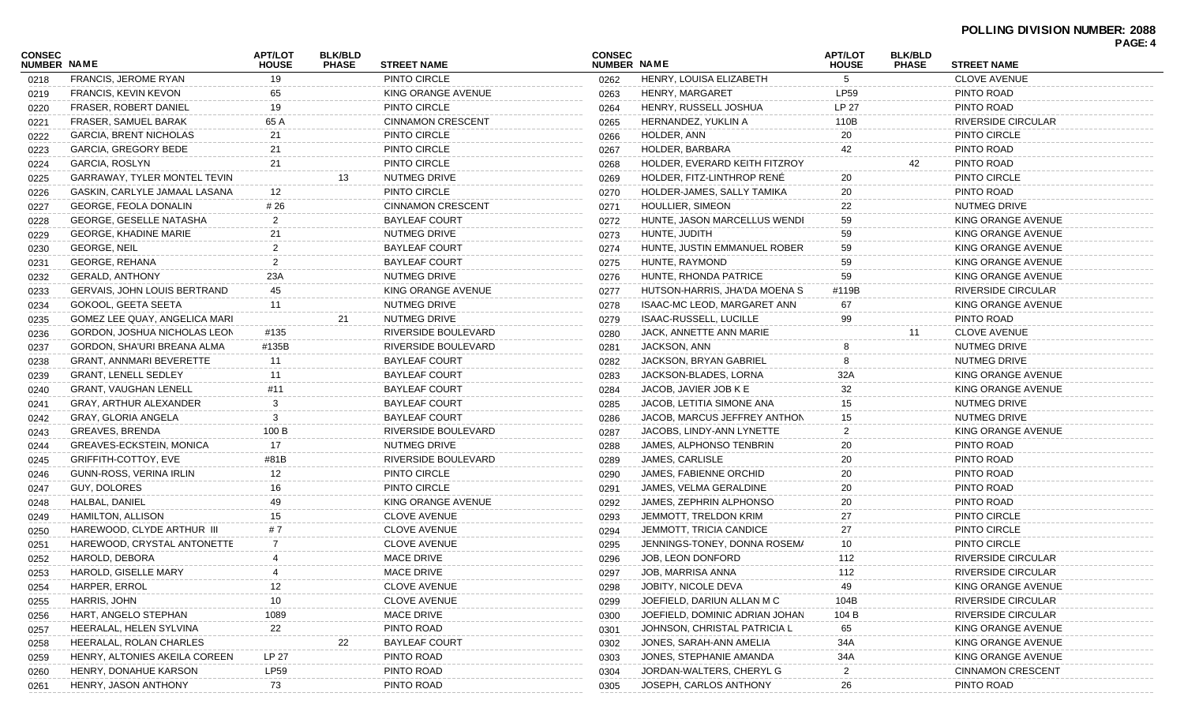**POLLING DIVISION NUMBER: 2088**

| CONSEC NUMBER | NAME | APT/LOT HOUSE | BLK/BLD PHASE | STREET NAME |
|---|---|---|---|---|
| 0218 | FRANCIS, JEROME RYAN | 19 | | PINTO CIRCLE |
| 0219 | FRANCIS, KEVIN KEVON | 65 | | KING ORANGE AVENUE |
| 0220 | FRASER, ROBERT DANIEL | 19 | | PINTO CIRCLE |
| 0221 | FRASER, SAMUEL BARAK | 65 A | | CINNAMON CRESCENT |
| 0222 | GARCIA, BRENT NICHOLAS | 21 | | PINTO CIRCLE |
| 0223 | GARCIA, GREGORY BEDE | 21 | | PINTO CIRCLE |
| 0224 | GARCIA, ROSLYN | 21 | | PINTO CIRCLE |
| 0225 | GARRAWAY, TYLER MONTEL TEVIN | | 13 | NUTMEG DRIVE |
| 0226 | GASKIN, CARLYLE JAMAAL LASANA | 12 | | PINTO CIRCLE |
| 0227 | GEORGE, FEOLA DONALIN | # 26 | | CINNAMON CRESCENT |
| 0228 | GEORGE, GESELLE NATASHA | 2 | | BAYLEAF COURT |
| 0229 | GEORGE, KHADINE MARIE | 21 | | NUTMEG DRIVE |
| 0230 | GEORGE, NEIL | 2 | | BAYLEAF COURT |
| 0231 | GEORGE, REHANA | 2 | | BAYLEAF COURT |
| 0232 | GERALD, ANTHONY | 23A | | NUTMEG DRIVE |
| 0233 | GERVAIS, JOHN LOUIS BERTRAND | 45 | | KING ORANGE AVENUE |
| 0234 | GOKOOL, GEETA SEETA | 11 | | NUTMEG DRIVE |
| 0235 | GOMEZ LEE QUAY, ANGELICA MARI | | 21 | NUTMEG DRIVE |
| 0236 | GORDON, JOSHUA NICHOLAS LEON | #135 | | RIVERSIDE BOULEVARD |
| 0237 | GORDON, SHA'URI BREANA ALMA | #135B | | RIVERSIDE BOULEVARD |
| 0238 | GRANT, ANNMARI BEVERETTE | 11 | | BAYLEAF COURT |
| 0239 | GRANT, LENELL SEDLEY | 11 | | BAYLEAF COURT |
| 0240 | GRANT, VAUGHAN LENELL | #11 | | BAYLEAF COURT |
| 0241 | GRAY, ARTHUR ALEXANDER | 3 | | BAYLEAF COURT |
| 0242 | GRAY, GLORIA ANGELA | 3 | | BAYLEAF COURT |
| 0243 | GREAVES, BRENDA | 100 B | | RIVERSIDE BOULEVARD |
| 0244 | GREAVES-ECKSTEIN, MONICA | 17 | | NUTMEG DRIVE |
| 0245 | GRIFFITH-COTTOY, EVE | #81B | | RIVERSIDE BOULEVARD |
| 0246 | GUNN-ROSS, VERINA IRLIN | 12 | | PINTO CIRCLE |
| 0247 | GUY, DOLORES | 16 | | PINTO CIRCLE |
| 0248 | HALBAL, DANIEL | 49 | | KING ORANGE AVENUE |
| 0249 | HAMILTON, ALLISON | 15 | | CLOVE AVENUE |
| 0250 | HAREWOOD, CLYDE ARTHUR III | # 7 | | CLOVE AVENUE |
| 0251 | HAREWOOD, CRYSTAL ANTONETTE | 7 | | CLOVE AVENUE |
| 0252 | HAROLD, DEBORA | 4 | | MACE DRIVE |
| 0253 | HAROLD, GISELLE MARY | 4 | | MACE DRIVE |
| 0254 | HARPER, ERROL | 12 | | CLOVE AVENUE |
| 0255 | HARRIS, JOHN | 10 | | CLOVE AVENUE |
| 0256 | HART, ANGELO STEPHAN | 1089 | | MACE DRIVE |
| 0257 | HEERALAL, HELEN SYLVINA | 22 | | PINTO ROAD |
| 0258 | HEERALAL, ROLAN CHARLES | | 22 | BAYLEAF COURT |
| 0259 | HENRY, ALTONIES AKEILA COREEN | LP 27 | | PINTO ROAD |
| 0260 | HENRY, DONAHUE KARSON | LP59 | | PINTO ROAD |
| 0261 | HENRY, JASON ANTHONY | 73 | | PINTO ROAD |
| 0262 | HENRY, LOUISA ELIZABETH | 5 | | CLOVE AVENUE |
| 0263 | HENRY, MARGARET | LP59 | | PINTO ROAD |
| 0264 | HENRY, RUSSELL JOSHUA | LP 27 | | PINTO ROAD |
| 0265 | HERNANDEZ, YUKLIN A | 110B | | RIVERSIDE CIRCULAR |
| 0266 | HOLDER, ANN | 20 | | PINTO CIRCLE |
| 0267 | HOLDER, BARBARA | 42 | | PINTO ROAD |
| 0268 | HOLDER, EVERARD KEITH FITZROY | | 42 | PINTO ROAD |
| 0269 | HOLDER, FITZ-LINTHROP RENÉ | 20 | | PINTO CIRCLE |
| 0270 | HOLDER-JAMES, SALLY TAMIKA | 20 | | PINTO ROAD |
| 0271 | HOULLIER, SIMEON | 22 | | NUTMEG DRIVE |
| 0272 | HUNTE, JASON MARCELLUS WENDI | 59 | | KING ORANGE AVENUE |
| 0273 | HUNTE, JUDITH | 59 | | KING ORANGE AVENUE |
| 0274 | HUNTE, JUSTIN EMMANUEL ROBER | 59 | | KING ORANGE AVENUE |
| 0275 | HUNTE, RAYMOND | 59 | | KING ORANGE AVENUE |
| 0276 | HUNTE, RHONDA PATRICE | 59 | | KING ORANGE AVENUE |
| 0277 | HUTSON-HARRIS, JHA'DA MOENA S | #119B | | RIVERSIDE CIRCULAR |
| 0278 | ISAAC-MC LEOD, MARGARET ANN | 67 | | KING ORANGE AVENUE |
| 0279 | ISAAC-RUSSELL, LUCILLE | 99 | | PINTO ROAD |
| 0280 | JACK, ANNETTE ANN MARIE | | 11 | CLOVE AVENUE |
| 0281 | JACKSON, ANN | 8 | | NUTMEG DRIVE |
| 0282 | JACKSON, BRYAN GABRIEL | 8 | | NUTMEG DRIVE |
| 0283 | JACKSON-BLADES, LORNA | 32A | | KING ORANGE AVENUE |
| 0284 | JACOB, JAVIER JOB K E | 32 | | KING ORANGE AVENUE |
| 0285 | JACOB, LETITIA SIMONE ANA | 15 | | NUTMEG DRIVE |
| 0286 | JACOB, MARCUS JEFFREY ANTHON | 15 | | NUTMEG DRIVE |
| 0287 | JACOBS, LINDY-ANN LYNETTE | 2 | | KING ORANGE AVENUE |
| 0288 | JAMES, ALPHONSO TENBRIN | 20 | | PINTO ROAD |
| 0289 | JAMES, CARLISLE | 20 | | PINTO ROAD |
| 0290 | JAMES, FABIENNE ORCHID | 20 | | PINTO ROAD |
| 0291 | JAMES, VELMA GERALDINE | 20 | | PINTO ROAD |
| 0292 | JAMES, ZEPHRIN ALPHONSO | 20 | | PINTO ROAD |
| 0293 | JEMMOTT, TRELDON KRIM | 27 | | PINTO CIRCLE |
| 0294 | JEMMOTT, TRICIA CANDICE | 27 | | PINTO CIRCLE |
| 0295 | JENNINGS-TONEY, DONNA ROSEM/ | 10 | | PINTO CIRCLE |
| 0296 | JOB, LEON DONFORD | 112 | | RIVERSIDE CIRCULAR |
| 0297 | JOB, MARRISA ANNA | 112 | | RIVERSIDE CIRCULAR |
| 0298 | JOBITY, NICOLE DEVA | 49 | | KING ORANGE AVENUE |
| 0299 | JOEFIELD, DARIUN ALLAN M C | 104B | | RIVERSIDE CIRCULAR |
| 0300 | JOEFIELD, DOMINIC ADRIAN JOHAN | 104 B | | RIVERSIDE CIRCULAR |
| 0301 | JOHNSON, CHRISTAL PATRICIA L | 65 | | KING ORANGE AVENUE |
| 0302 | JONES, SARAH-ANN AMELIA | 34A | | KING ORANGE AVENUE |
| 0303 | JONES, STEPHANIE AMANDA | 34A | | KING ORANGE AVENUE |
| 0304 | JORDAN-WALTERS, CHERYL G | 2 | | CINNAMON CRESCENT |
| 0305 | JOSEPH, CARLOS ANTHONY | 26 | | PINTO ROAD |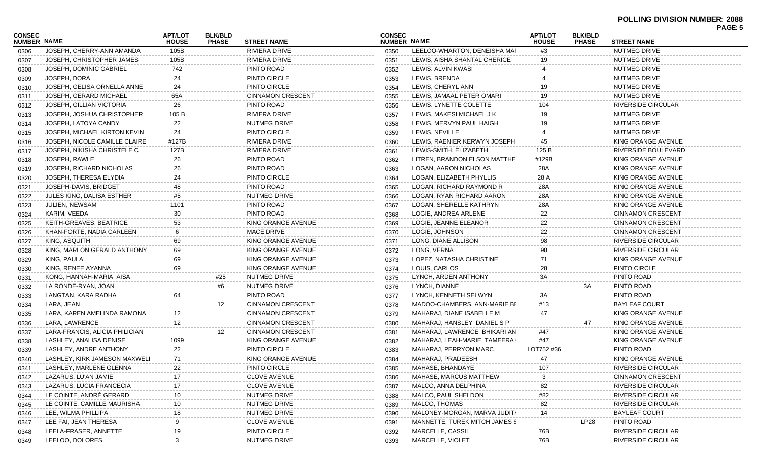**POLLING DIVISION NUMBER: 2088**

| CONSEC NUMBER | NAME | APT/LOT HOUSE | BLK/BLD PHASE | STREET NAME |
|---|---|---|---|---|
| 0306 | JOSEPH, CHERRY-ANN AMANDA | 105B | | RIVIERA DRIVE |
| 0307 | JOSEPH, CHRISTOPHER JAMES | 105B | | RIVIERA DRIVE |
| 0308 | JOSEPH, DOMINIC GABRIEL | 742 | | PINTO ROAD |
| 0309 | JOSEPH, DORA | 24 | | PINTO CIRCLE |
| 0310 | JOSEPH, GELISA ORNELLA ANNE | 24 | | PINTO CIRCLE |
| 0311 | JOSEPH, GERARD MICHAEL | 65A | | CINNAMON CRESCENT |
| 0312 | JOSEPH, GILLIAN VICTORIA | 26 | | PINTO ROAD |
| 0313 | JOSEPH, JOSHUA CHRISTOPHER | 105 B | | RIVIERA DRIVE |
| 0314 | JOSEPH, LATOYA CANDY | 22 | | NUTMEG DRIVE |
| 0315 | JOSEPH, MICHAEL KIRTON KEVIN | 24 | | PINTO CIRCLE |
| 0316 | JOSEPH, NICOLE CAMILLE CLAIRE | #127B | | RIVIERA DRIVE |
| 0317 | JOSEPH, NIKISHA CHRISTELE C | 127B | | RIVIERA DRIVE |
| 0318 | JOSEPH, RAWLE | 26 | | PINTO ROAD |
| 0319 | JOSEPH, RICHARD NICHOLAS | 26 | | PINTO ROAD |
| 0320 | JOSEPH, THERESA ELYDIA | 24 | | PINTO CIRCLE |
| 0321 | JOSEPH-DAVIS, BRIDGET | 48 | | PINTO ROAD |
| 0322 | JULES KING, DALISA ESTHER | #5 | | NUTMEG DRIVE |
| 0323 | JULIEN, NEWSAM | 1101 | | PINTO ROAD |
| 0324 | KARIM, VEEDA | 30 | | PINTO ROAD |
| 0325 | KEITH-GREAVES, BEATRICE | 53 | | KING ORANGE AVENUE |
| 0326 | KHAN-FORTE, NADIA CARLEEN | 6 | | MACE DRIVE |
| 0327 | KING, ASQUITH | 69 | | KING ORANGE AVENUE |
| 0328 | KING, MARLON GERALD ANTHONY | 69 | | KING ORANGE AVENUE |
| 0329 | KING, PAULA | 69 | | KING ORANGE AVENUE |
| 0330 | KING, RENEE AYANNA | 69 | | KING ORANGE AVENUE |
| 0331 | KONG, HANNAH-MARIA AISA | | #25 | NUTMEG DRIVE |
| 0332 | LA RONDE-RYAN, JOAN | | #6 | NUTMEG DRIVE |
| 0333 | LANGTAN, KARA RADHA | 64 | | PINTO ROAD |
| 0334 | LARA, JEAN | | 12 | CINNAMON CRESCENT |
| 0335 | LARA, KAREN AMELINDA RAMONA | 12 | | CINNAMON CRESCENT |
| 0336 | LARA, LAWRENCE | 12 | | CINNAMON CRESCENT |
| 0337 | LARA-FRANCIS, ALICIA PHILICIAN | | 12 | CINNAMON CRESCENT |
| 0338 | LASHLEY, ANALISA DENISE | 1099 | | KING ORANGE AVENUE |
| 0339 | LASHLEY, ANDRE ANTHONY | 22 | | PINTO CIRCLE |
| 0340 | LASHLEY, KIRK JAMESON MAXWELI | 71 | | KING ORANGE AVENUE |
| 0341 | LASHLEY, MARLENE GLENNA | 22 | | PINTO CIRCLE |
| 0342 | LAZARUS, LU'AN JAMIE | 17 | | CLOVE AVENUE |
| 0343 | LAZARUS, LUCIA FRANCECIA | 17 | | CLOVE AVENUE |
| 0344 | LE COINTE, ANDRÉ GERARD | 10 | | NUTMEG DRIVE |
| 0345 | LE COINTE, CAMILLE MAURISHA | 10 | | NUTMEG DRIVE |
| 0346 | LEE, WILMA PHILLIPA | 18 | | NUTMEG DRIVE |
| 0347 | LEE FAI, JEAN THERESA | 9 | | CLOVE AVENUE |
| 0348 | LEELA-FRASER, ANNETTE | 19 | | PINTO CIRCLE |
| 0349 | LEELOO, DOLORES | 3 | | NUTMEG DRIVE |
| 0350 | LEELOO-WHARTON, DENEISHA MAI | #3 | | NUTMEG DRIVE |
| 0351 | LEWIS, AISHA SHANTAL CHERICE | 19 | | NUTMEG DRIVE |
| 0352 | LEWIS, ALVIN KWASI | 4 | | NUTMEG DRIVE |
| 0353 | LEWIS, BRENDA | 4 | | NUTMEG DRIVE |
| 0354 | LEWIS, CHERYL ANN | 19 | | NUTMEG DRIVE |
| 0355 | LEWIS, JAMAAL PETER OMARI | 19 | | NUTMEG DRIVE |
| 0356 | LEWIS, LYNETTE COLETTE | 104 | | RIVERSIDE CIRCULAR |
| 0357 | LEWIS, MAKESI MICHAEL J K | 19 | | NUTMEG DRIVE |
| 0358 | LEWIS, MERVYN PAUL HAIGH | 19 | | NUTMEG DRIVE |
| 0359 | LEWIS, NEVILLE | 4 | | NUTMEG DRIVE |
| 0360 | LEWIS, RAENIER KERWYN JOSEPH | 45 | | KING ORANGE AVENUE |
| 0361 | LEWIS-SMITH, ELIZABETH | 125 B | | RIVERSIDE BOULEVARD |
| 0362 | LITREN, BRANDON ELSON MATTHE' | #129B | | KING ORANGE AVENUE |
| 0363 | LOGAN, AARON NICHOLAS | 28A | | KING ORANGE AVENUE |
| 0364 | LOGAN, ELIZABETH PHYLLIS | 28 A | | KING ORANGE AVENUE |
| 0365 | LOGAN, RICHARD RAYMOND R | 28A | | KING ORANGE AVENUE |
| 0366 | LOGAN, RYAN RICHARD AARON | 28A | | KING ORANGE AVENUE |
| 0367 | LOGAN, SHERELLE KATHRYN | 28A | | KING ORANGE AVENUE |
| 0368 | LOGIE, ANDREA ARLENE | 22 | | CINNAMON CRESCENT |
| 0369 | LOGIE, JEANNE ELEANOR | 22 | | CINNAMON CRESCENT |
| 0370 | LOGIE, JOHNSON | 22 | | CINNAMON CRESCENT |
| 0371 | LONG, DIANE ALLISON | 98 | | RIVERSIDE CIRCULAR |
| 0372 | LONG, VERNA | 98 | | RIVERSIDE CIRCULAR |
| 0373 | LOPEZ, NATASHA CHRISTINE | 71 | | KING ORANGE AVENUE |
| 0374 | LOUIS, CARLOS | 28 | | PINTO CIRCLE |
| 0375 | LYNCH, ARDEN ANTHONY | 3A | | PINTO ROAD |
| 0376 | LYNCH, DIANNE | | 3A | PINTO ROAD |
| 0377 | LYNCH, KENNETH SELWYN | 3A | | PINTO ROAD |
| 0378 | MADOO-CHAMBERS, ANN-MARIE BE | #13 | | BAYLEAF COURT |
| 0379 | MAHARAJ, DIANE ISABELLE M | 47 | | KING ORANGE AVENUE |
| 0380 | MAHARAJ, HANSLEY DANIEL S P | | 47 | KING ORANGE AVENUE |
| 0381 | MAHARAJ, LAWRENCE BHIKARI AN | #47 | | KING ORANGE AVENUE |
| 0382 | MAHARAJ, LEAH-MARIE TAMEERA ( | #47 | | KING ORANGE AVENUE |
| 0383 | MAHARAJ, PERRYON MARC | LOT752 #36 | | PINTO ROAD |
| 0384 | MAHARAJ, PRADEESH | 47 | | KING ORANGE AVENUE |
| 0385 | MAHASE, BHANDAYE | 107 | | RIVERSIDE CIRCULAR |
| 0386 | MAHASE, MARCUS MATTHEW | 3 | | CINNAMON CRESCENT |
| 0387 | MALCO, ANNA DELPHINA | 82 | | RIVERSIDE CIRCULAR |
| 0388 | MALCO, PAUL SHELDON | #82 | | RIVERSIDE CIRCULAR |
| 0389 | MALCO, THOMAS | 82 | | RIVERSIDE CIRCULAR |
| 0390 | MALONEY-MORGAN, MARVA JUDITI | 14 | | BAYLEAF COURT |
| 0391 | MANNETTE, TUREK MITCH JAMES S | | LP28 | PINTO ROAD |
| 0392 | MARCELLE, CASSIL | 76B | | RIVERSIDE CIRCULAR |
| 0393 | MARCELLE, VIOLET | 76B | | RIVERSIDE CIRCULAR |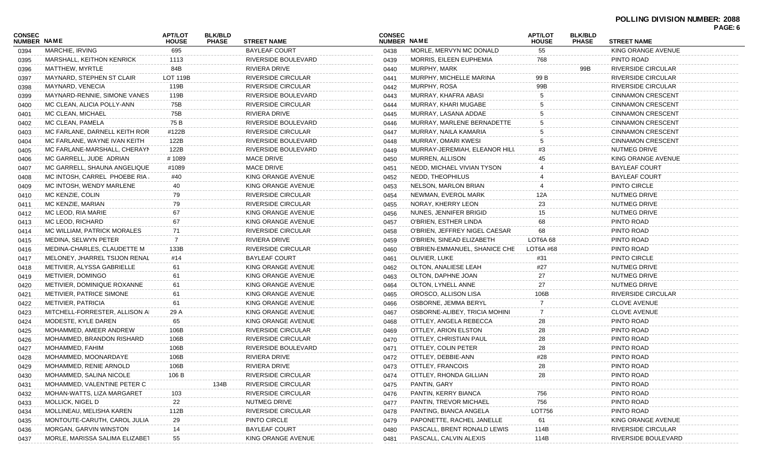**POLLING DIVISION NUMBER: 2088**

| CONSEC NUMBER | NAME | APT/LOT HOUSE | BLK/BLD PHASE | STREET NAME |
|---|---|---|---|---|
| 0394 | MARCHIE, IRVING | 695 | | BAYLEAF COURT |
| 0395 | MARSHALL, KEITHON KENRICK | 1113 | | RIVERSIDE BOULEVARD |
| 0396 | MATTHEW, MYRTLE | 84B | | RIVIERA DRIVE |
| 0397 | MAYNARD, STEPHEN ST CLAIR | LOT 119B | | RIVERSIDE CIRCULAR |
| 0398 | MAYNARD, VENECIA | 119B | | RIVERSIDE CIRCULAR |
| 0399 | MAYNARD-RENNIE, SIMONE VANES | 119B | | RIVERSIDE BOULEVARD |
| 0400 | MC CLEAN, ALICIA POLLY-ANN | 75B | | RIVERSIDE CIRCULAR |
| 0401 | MC CLEAN, MICHAEL | 75B | | RIVIERA DRIVE |
| 0402 | MC CLEAN, PAMELA | 75 B | | RIVERSIDE BOULEVARD |
| 0403 | MC FARLANE, DARNELL KEITH ROR | #122B | | RIVERSIDE CIRCULAR |
| 0404 | MC FARLANE, WAYNE IVAN KEITH | 122B | | RIVERSIDE BOULEVARD |
| 0405 | MC FARLANE-MARSHALL, CHERAYN | 122B | | RIVERSIDE BOULEVARD |
| 0406 | MC GARRELL, JUDE ADRIAN | # 1089 | | MACE DRIVE |
| 0407 | MC GARRELL, SHAUNA ANGELIQUE | #1089 | | MACE DRIVE |
| 0408 | MC INTOSH, CARREL PHOEBE RIA . | #40 | | KING ORANGE AVENUE |
| 0409 | MC INTOSH, WENDY MARLENE | 40 | | KING ORANGE AVENUE |
| 0410 | MC KENZIE, COLIN | 79 | | RIVERSIDE CIRCULAR |
| 0411 | MC KENZIE, MARIAN | 79 | | RIVERSIDE CIRCULAR |
| 0412 | MC LEOD, RIA MARIE | 67 | | KING ORANGE AVENUE |
| 0413 | MC LEOD, RICHARD | 67 | | KING ORANGE AVENUE |
| 0414 | MC WILLIAM, PATRICK MORALES | 71 | | RIVERSIDE CIRCULAR |
| 0415 | MEDINA, SELWYN PETER | 7 | | RIVIERA DRIVE |
| 0416 | MEDINA-CHARLES, CLAUDETTE M | 133B | | RIVERSIDE CIRCULAR |
| 0417 | MELONEY, JHARREL TSIJON RENAL | #14 | | BAYLEAF COURT |
| 0418 | METIVIER, ALYSSA GABRIELLE | 61 | | KING ORANGE AVENUE |
| 0419 | METIVIER, DOMINGO | 61 | | KING ORANGE AVENUE |
| 0420 | METIVIER, DOMINIQUE ROXANNE | 61 | | KING ORANGE AVENUE |
| 0421 | METIVIER, PATRICE SIMONE | 61 | | KING ORANGE AVENUE |
| 0422 | METIVIER, PATRICIA | 61 | | KING ORANGE AVENUE |
| 0423 | MITCHELL-FORRESTER, ALLISON A | 29 A | | KING ORANGE AVENUE |
| 0424 | MODESTE, KYLE DAREN | 65 | | KING ORANGE AVENUE |
| 0425 | MOHAMMED, AMEER ANDREW | 106B | | RIVERSIDE CIRCULAR |
| 0426 | MOHAMMED, BRANDON RISHARD | 106B | | RIVERSIDE CIRCULAR |
| 0427 | MOHAMMED, FAHIM | 106B | | RIVERSIDE BOULEVARD |
| 0428 | MOHAMMED, MOONARDAYE | 106B | | RIVIERA DRIVE |
| 0429 | MOHAMMED, RENIE ARNOLD | 106B | | RIVIERA DRIVE |
| 0430 | MOHAMMED, SALINA NICOLE | 106 B | | RIVERSIDE CIRCULAR |
| 0431 | MOHAMMED, VALENTINE PETER C | | 134B | RIVERSIDE CIRCULAR |
| 0432 | MOHAN-WATTS, LIZA MARGARET | 103 | | RIVERSIDE CIRCULAR |
| 0433 | MOLLICK, NIGEL D | 22 | | NUTMEG DRIVE |
| 0434 | MOLLINEAU, MELISHA KAREN | 112B | | RIVERSIDE CIRCULAR |
| 0435 | MONTOUTE-CARUTH, CAROL JULIA | 29 | | PINTO CIRCLE |
| 0436 | MORGAN, GARVIN WINSTON | 14 | | BAYLEAF COURT |
| 0437 | MORLE, MARISSA SALIMA ELIZABET | 55 | | KING ORANGE AVENUE |
| 0438 | MORLE, MERVYN MC DONALD | 55 | | KING ORANGE AVENUE |
| 0439 | MORRIS, EILEEN EUPHEMIA | 768 | | PINTO ROAD |
| 0440 | MURPHY, MARK | | 99B | RIVERSIDE CIRCULAR |
| 0441 | MURPHY, MICHELLE MARINA | 99 B | | RIVERSIDE CIRCULAR |
| 0442 | MURPHY, ROSA | 99B | | RIVERSIDE CIRCULAR |
| 0443 | MURRAY, KHAFRA ABASI | 5 | | CINNAMON CRESCENT |
| 0444 | MURRAY, KHARI MUGABE | 5 | | CINNAMON CRESCENT |
| 0445 | MURRAY, LASANA ADDAE | 5 | | CINNAMON CRESCENT |
| 0446 | MURRAY, MARLENE BERNADETTE | 5 | | CINNAMON CRESCENT |
| 0447 | MURRAY, NAILA KAMARIA | 5 | | CINNAMON CRESCENT |
| 0448 | MURRAY, OMARI KWESI | 5 | | CINNAMON CRESCENT |
| 0449 | MURRAY-JEREMIAH, ELEANOR HILL | #3 | | NUTMEG DRIVE |
| 0450 | MURREN, ALLISON | 45 | | KING ORANGE AVENUE |
| 0451 | NEDD, MICHAEL VIVIAN TYSON | 4 | | BAYLEAF COURT |
| 0452 | NEDD, THEOPHILUS | 4 | | BAYLEAF COURT |
| 0453 | NELSON, MARLON BRIAN | 4 | | PINTO CIRCLE |
| 0454 | NEWMAN, EVEROL MARK | 12A | | NUTMEG DRIVE |
| 0455 | NORAY, KHERRY LEON | 23 | | NUTMEG DRIVE |
| 0456 | NUNES, JENNIFER BRIGID | 15 | | NUTMEG DRIVE |
| 0457 | O'BRIEN, ESTHER LINDA | 68 | | PINTO ROAD |
| 0458 | O'BRIEN, JEFFREY NIGEL CAESAR | 68 | | PINTO ROAD |
| 0459 | O'BRIEN, SINEAD ELIZABETH | LOT6A 68 | | PINTO ROAD |
| 0460 | O'BRIEN-EMMANUEL, SHANICE CHE | LOT6A #68 | | PINTO ROAD |
| 0461 | OLIVIER, LUKE | #31 | | PINTO CIRCLE |
| 0462 | OLTON, ANALIESE LEAH | #27 | | NUTMEG DRIVE |
| 0463 | OLTON, DAPHNE JOAN | 27 | | NUTMEG DRIVE |
| 0464 | OLTON, LYNELL ANNE | 27 | | NUTMEG DRIVE |
| 0465 | OROSCO, ALLISON LISA | 106B | | RIVERSIDE CIRCULAR |
| 0466 | OSBORNE, JEMMA BERYL | 7 | | CLOVE AVENUE |
| 0467 | OSBORNE-ALIBEY, TRICIA MOHINI | 7 | | CLOVE AVENUE |
| 0468 | OTTLEY, ANGELA REBECCA | 28 | | PINTO ROAD |
| 0469 | OTTLEY, ARION ELSTON | 28 | | PINTO ROAD |
| 0470 | OTTLEY, CHRISTIAN PAUL | 28 | | PINTO ROAD |
| 0471 | OTTLEY, COLIN PETER | 28 | | PINTO ROAD |
| 0472 | OTTLEY, DEBBIE-ANN | #28 | | PINTO ROAD |
| 0473 | OTTLEY, FRANCOIS | 28 | | PINTO ROAD |
| 0474 | OTTLEY, RHONDA GILLIAN | 28 | | PINTO ROAD |
| 0475 | PANTIN, GARY | | | PINTO ROAD |
| 0476 | PANTIN, KERRY BIANCA | 756 | | PINTO ROAD |
| 0477 | PANTIN, TREVOR MICHAEL | 756 | | PINTO ROAD |
| 0478 | PANTING, BIANCA ANGELA | LOT756 | | PINTO ROAD |
| 0479 | PAPONETTE, RACHEL JANELLE | 61 | | KING ORANGE AVENUE |
| 0480 | PASCALL, BRENT RONALD LEWIS | 114B | | RIVERSIDE CIRCULAR |
| 0481 | PASCALL, CALVIN ALEXIS | 114B | | RIVERSIDE BOULEVARD |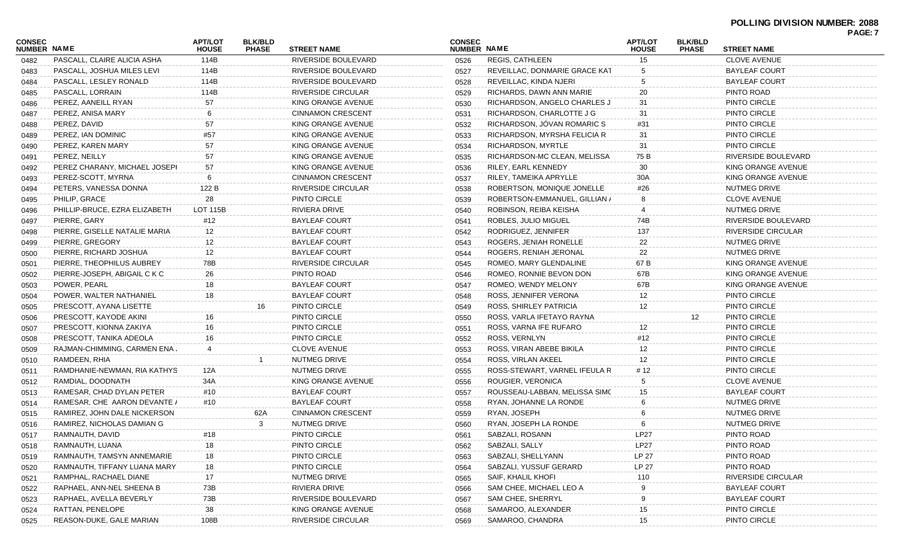**POLLING DIVISION NUMBER: 2088**

| CONSEC NUMBER | NAME | APT/LOT HOUSE | BLK/BLD PHASE | STREET NAME |
|---|---|---|---|---|
| 0482 | PASCALL, CLAIRE ALICIA ASHA | 114B | | RIVERSIDE BOULEVARD |
| 0483 | PASCALL, JOSHUA MILES LEVI | 114B | | RIVERSIDE BOULEVARD |
| 0484 | PASCALL, LESLEY RONALD | 114B | | RIVERSIDE BOULEVARD |
| 0485 | PASCALL, LORRAIN | 114B | | RIVERSIDE CIRCULAR |
| 0486 | PEREZ, AANEILL RYAN | 57 | | KING ORANGE AVENUE |
| 0487 | PEREZ, ANISA MARY | 6 | | CINNAMON CRESCENT |
| 0488 | PEREZ, DAVID | 57 | | KING ORANGE AVENUE |
| 0489 | PEREZ, IAN DOMINIC | #57 | | KING ORANGE AVENUE |
| 0490 | PEREZ, KAREN MARY | 57 | | KING ORANGE AVENUE |
| 0491 | PEREZ, NEILLY | 57 | | KING ORANGE AVENUE |
| 0492 | PEREZ CHARANY, MICHAEL JOSEPI | 57 | | KING ORANGE AVENUE |
| 0493 | PEREZ-SCOTT, MYRNA | 6 | | CINNAMON CRESCENT |
| 0494 | PETERS, VANESSA DONNA | 122 B | | RIVERSIDE CIRCULAR |
| 0495 | PHILIP, GRACE | 28 | | PINTO CIRCLE |
| 0496 | PHILLIP-BRUCE, EZRA ELIZABETH | LOT 115B | | RIVIERA DRIVE |
| 0497 | PIERRE, GARY | #12 | | BAYLEAF COURT |
| 0498 | PIERRE, GISELLE NATALIE MARIA | 12 | | BAYLEAF COURT |
| 0499 | PIERRE, GREGORY | 12 | | BAYLEAF COURT |
| 0500 | PIERRE, RICHARD JOSHUA | 12 | | BAYLEAF COURT |
| 0501 | PIERRE, THEOPHILUS AUBREY | 78B | | RIVERSIDE CIRCULAR |
| 0502 | PIERRE-JOSEPH, ABIGAIL C K C | 26 | | PINTO ROAD |
| 0503 | POWER, PEARL | 18 | | BAYLEAF COURT |
| 0504 | POWER, WALTER NATHANIEL | 18 | | BAYLEAF COURT |
| 0505 | PRESCOTT, AYANA LISETTE | | 16 | PINTO CIRCLE |
| 0506 | PRESCOTT, KAYODE AKINI | 16 | | PINTO CIRCLE |
| 0507 | PRESCOTT, KIONNA ZAKIYA | 16 | | PINTO CIRCLE |
| 0508 | PRESCOTT, TANIKA ADEOLA | 16 | | PINTO CIRCLE |
| 0509 | RAJMAN-CHIMMING, CARMEN ENA . | 4 | | CLOVE AVENUE |
| 0510 | RAMDEEN, RHIA | | 1 | NUTMEG DRIVE |
| 0511 | RAMDHANIE-NEWMAN, RIA KATHYS | 12A | | NUTMEG DRIVE |
| 0512 | RAMDIAL, DOODNATH | 34A | | KING ORANGE AVENUE |
| 0513 | RAMESAR, CHAD DYLAN PETER | #10 | | BAYLEAF COURT |
| 0514 | RAMESAR, CHE AARON DEVANTE / | #10 | | BAYLEAF COURT |
| 0515 | RAMIREZ, JOHN DALE NICKERSON | | 62A | CINNAMON CRESCENT |
| 0516 | RAMIREZ, NICHOLAS DAMIAN G | | 3 | NUTMEG DRIVE |
| 0517 | RAMNAUTH, DAVID | #18 | | PINTO CIRCLE |
| 0518 | RAMNAUTH, LUANA | 18 | | PINTO CIRCLE |
| 0519 | RAMNAUTH, TAMSYN ANNEMARIE | 18 | | PINTO CIRCLE |
| 0520 | RAMNAUTH, TIFFANY LUANA MARY | 18 | | PINTO CIRCLE |
| 0521 | RAMPHAL, RACHAEL DIANE | 17 | | NUTMEG DRIVE |
| 0522 | RAPHAEL, ANN-NEL SHEENA B | 73B | | RIVIERA DRIVE |
| 0523 | RAPHAEL, AVELLA BEVERLY | 73B | | RIVERSIDE BOULEVARD |
| 0524 | RATTAN, PENELOPE | 38 | | KING ORANGE AVENUE |
| 0525 | REASON-DUKE, GALE MARIAN | 108B | | RIVERSIDE CIRCULAR |
| 0526 | REGIS, CATHLEEN | 15 | | CLOVE AVENUE |
| 0527 | REVEILLAC, DONMARIE GRACE KAT | 5 | | BAYLEAF COURT |
| 0528 | REVEILLAC, KINDA NJERI | 5 | | BAYLEAF COURT |
| 0529 | RICHARDS, DAWN ANN MARIE | 20 | | PINTO ROAD |
| 0530 | RICHARDSON, ANGELO CHARLES J | 31 | | PINTO CIRCLE |
| 0531 | RICHARDSON, CHARLOTTE J G | 31 | | PINTO CIRCLE |
| 0532 | RICHARDSON, JÓVAN ROMARIC S | #31 | | PINTO CIRCLE |
| 0533 | RICHARDSON, MYRSHA FELICIA R | 31 | | PINTO CIRCLE |
| 0534 | RICHARDSON, MYRTLE | 31 | | PINTO CIRCLE |
| 0535 | RICHARDSON-MC CLEAN, MELISSA | 75 B | | RIVERSIDE BOULEVARD |
| 0536 | RILEY, EARL KENNEDY | 30 | | KING ORANGE AVENUE |
| 0537 | RILEY, TAMEIKA APRYLLE | 30A | | KING ORANGE AVENUE |
| 0538 | ROBERTSON, MONIQUE JONELLE | #26 | | NUTMEG DRIVE |
| 0539 | ROBERTSON-EMMANUEL, GILLIAN / | 8 | | CLOVE AVENUE |
| 0540 | ROBINSON, REIBA KEISHA | 4 | | NUTMEG DRIVE |
| 0541 | ROBLES, JULIO MIGUEL | 74B | | RIVERSIDE BOULEVARD |
| 0542 | RODRIGUEZ, JENNIFER | 137 | | RIVERSIDE CIRCULAR |
| 0543 | ROGERS, JENIAH RONELLE | 22 | | NUTMEG DRIVE |
| 0544 | ROGERS, RENIAH JERONAL | 22 | | NUTMEG DRIVE |
| 0545 | ROMEO, MARY GLENDALINE | 67 B | | KING ORANGE AVENUE |
| 0546 | ROMEO, RONNIE BEVON DON | 67B | | KING ORANGE AVENUE |
| 0547 | ROMEO, WENDY MELONY | 67B | | KING ORANGE AVENUE |
| 0548 | ROSS, JENNIFER VERONA | 12 | | PINTO CIRCLE |
| 0549 | ROSS, SHIRLEY PATRICIA | 12 | | PINTO CIRCLE |
| 0550 | ROSS, VARLA IFETAYO RAYNA | | 12 | PINTO CIRCLE |
| 0551 | ROSS, VARNA IFE RUFARO | 12 | | PINTO CIRCLE |
| 0552 | ROSS, VERNLYN | #12 | | PINTO CIRCLE |
| 0553 | ROSS, VIRAN ABEBE BIKILA | 12 | | PINTO CIRCLE |
| 0554 | ROSS, VIRLAN AKEEL | 12 | | PINTO CIRCLE |
| 0555 | ROSS-STEWART, VARNEL IFEULA R | # 12 | | PINTO CIRCLE |
| 0556 | ROUGIER, VERONICA | 5 | | CLOVE AVENUE |
| 0557 | ROUSSEAU-LABBAN, MELISSA SIMC | 15 | | BAYLEAF COURT |
| 0558 | RYAN, JOHANNE LA RONDE | 6 | | NUTMEG DRIVE |
| 0559 | RYAN, JOSEPH | 6 | | NUTMEG DRIVE |
| 0560 | RYAN, JOSEPH LA RONDE | 6 | | NUTMEG DRIVE |
| 0561 | SABZALI, ROSANN | LP27 | | PINTO ROAD |
| 0562 | SABZALI, SALLY | LP27 | | PINTO ROAD |
| 0563 | SABZALI, SHELLYANN | LP 27 | | PINTO ROAD |
| 0564 | SABZALI, YUSSUF GERARD | LP 27 | | PINTO ROAD |
| 0565 | SAIF, KHALIL KHOFI | 110 | | RIVERSIDE CIRCULAR |
| 0566 | SAM CHEE, MICHAEL LEO A | 9 | | BAYLEAF COURT |
| 0567 | SAM CHEE, SHERRYL | 9 | | BAYLEAF COURT |
| 0568 | SAMAROO, ALEXANDER | 15 | | PINTO CIRCLE |
| 0569 | SAMAROO, CHANDRA | 15 | | PINTO CIRCLE |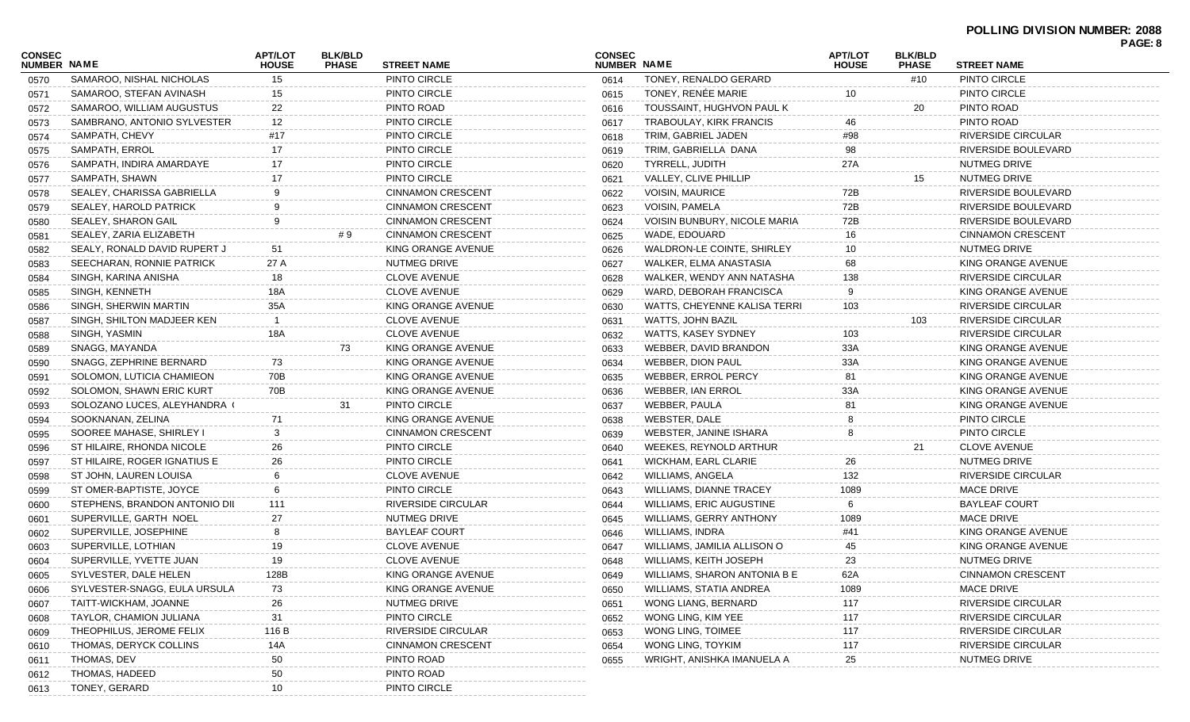**POLLING DIVISION NUMBER: 2088**

| CONSEC NUMBER | NAME | APT/LOT HOUSE | BLK/BLD PHASE | STREET NAME |
|---|---|---|---|---|
| 0570 | SAMAROO, NISHAL NICHOLAS | 15 | | PINTO CIRCLE |
| 0571 | SAMAROO, STEFAN AVINASH | 15 | | PINTO CIRCLE |
| 0572 | SAMAROO, WILLIAM AUGUSTUS | 22 | | PINTO ROAD |
| 0573 | SAMBRANO, ANTONIO SYLVESTER | 12 | | PINTO CIRCLE |
| 0574 | SAMPATH, CHEVY | #17 | | PINTO CIRCLE |
| 0575 | SAMPATH, ERROL | 17 | | PINTO CIRCLE |
| 0576 | SAMPATH, INDIRA AMARDAYE | 17 | | PINTO CIRCLE |
| 0577 | SAMPATH, SHAWN | 17 | | PINTO CIRCLE |
| 0578 | SEALEY, CHARISSA GABRIELLA | 9 | | CINNAMON CRESCENT |
| 0579 | SEALEY, HAROLD PATRICK | 9 | | CINNAMON CRESCENT |
| 0580 | SEALEY, SHARON GAIL | 9 | | CINNAMON CRESCENT |
| 0581 | SEALEY, ZARIA ELIZABETH | | # 9 | CINNAMON CRESCENT |
| 0582 | SEALY, RONALD DAVID RUPERT J | 51 | | KING ORANGE AVENUE |
| 0583 | SEECHARAN, RONNIE PATRICK | 27 A | | NUTMEG DRIVE |
| 0584 | SINGH, KARINA ANISHA | 18 | | CLOVE AVENUE |
| 0585 | SINGH, KENNETH | 18A | | CLOVE AVENUE |
| 0586 | SINGH, SHERWIN MARTIN | 35A | | KING ORANGE AVENUE |
| 0587 | SINGH, SHILTON MADJEER KEN | 1 | | CLOVE AVENUE |
| 0588 | SINGH, YASMIN | 18A | | CLOVE AVENUE |
| 0589 | SNAGG, MAYANDA | | 73 | KING ORANGE AVENUE |
| 0590 | SNAGG, ZEPHRINE BERNARD | 73 | | KING ORANGE AVENUE |
| 0591 | SOLOMON, LUTICIA CHAMIEON | 70B | | KING ORANGE AVENUE |
| 0592 | SOLOMON, SHAWN ERIC KURT | 70B | | KING ORANGE AVENUE |
| 0593 | SOLOZANO LUCES, ALEYHANDRA ( | | 31 | PINTO CIRCLE |
| 0594 | SOOKNANAN, ZELINA | 71 | | KING ORANGE AVENUE |
| 0595 | SOOREE MAHASE, SHIRLEY I | 3 | | CINNAMON CRESCENT |
| 0596 | ST HILAIRE, RHONDA NICOLE | 26 | | PINTO CIRCLE |
| 0597 | ST HILAIRE, ROGER IGNATIUS E | 26 | | PINTO CIRCLE |
| 0598 | ST JOHN, LAUREN LOUISA | 6 | | CLOVE AVENUE |
| 0599 | ST OMER-BAPTISTE, JOYCE | 6 | | PINTO CIRCLE |
| 0600 | STEPHENS, BRANDON ANTONIO DII | 111 | | RIVERSIDE CIRCULAR |
| 0601 | SUPERVILLE, GARTH NOEL | 27 | | NUTMEG DRIVE |
| 0602 | SUPERVILLE, JOSEPHINE | 8 | | BAYLEAF COURT |
| 0603 | SUPERVILLE, LOTHIAN | 19 | | CLOVE AVENUE |
| 0604 | SUPERVILLE, YVETTE JUAN | 19 | | CLOVE AVENUE |
| 0605 | SYLVESTER, DALE HELEN | 128B | | KING ORANGE AVENUE |
| 0606 | SYLVESTER-SNAGG, EULA URSULA | 73 | | KING ORANGE AVENUE |
| 0607 | TAITT-WICKHAM, JOANNE | 26 | | NUTMEG DRIVE |
| 0608 | TAYLOR, CHAMION JULIANA | 31 | | PINTO CIRCLE |
| 0609 | THEOPHILUS, JEROME FELIX | 116 B | | RIVERSIDE CIRCULAR |
| 0610 | THOMAS, DERYCK COLLINS | 14A | | CINNAMON CRESCENT |
| 0611 | THOMAS, DEV | 50 | | PINTO ROAD |
| 0612 | THOMAS, HADEED | 50 | | PINTO ROAD |
| 0613 | TONEY, GERARD | 10 | | PINTO CIRCLE |
| 0614 | TONEY, RENALDO GERARD | | #10 | PINTO CIRCLE |
| 0615 | TONEY, RENÉE MARIE | 10 | | PINTO CIRCLE |
| 0616 | TOUSSAINT, HUGHVON PAUL K | | 20 | PINTO ROAD |
| 0617 | TRABOULAY, KIRK FRANCIS | 46 | | PINTO ROAD |
| 0618 | TRIM, GABRIEL JADEN | #98 | | RIVERSIDE CIRCULAR |
| 0619 | TRIM, GABRIELLA DANA | 98 | | RIVERSIDE BOULEVARD |
| 0620 | TYRRELL, JUDITH | 27A | | NUTMEG DRIVE |
| 0621 | VALLEY, CLIVE PHILLIP | | 15 | NUTMEG DRIVE |
| 0622 | VOISIN, MAURICE | 72B | | RIVERSIDE BOULEVARD |
| 0623 | VOISIN, PAMELA | 72B | | RIVERSIDE BOULEVARD |
| 0624 | VOISIN BUNBURY, NICOLE MARIA | 72B | | RIVERSIDE BOULEVARD |
| 0625 | WADE, EDOUARD | 16 | | CINNAMON CRESCENT |
| 0626 | WALDRON-LE COINTE, SHIRLEY | 10 | | NUTMEG DRIVE |
| 0627 | WALKER, ELMA ANASTASIA | 68 | | KING ORANGE AVENUE |
| 0628 | WALKER, WENDY ANN NATASHA | 138 | | RIVERSIDE CIRCULAR |
| 0629 | WARD, DEBORAH FRANCISCA | 9 | | KING ORANGE AVENUE |
| 0630 | WATTS, CHEYENNE KALISA TERRI | 103 | | RIVERSIDE CIRCULAR |
| 0631 | WATTS, JOHN BAZIL | | 103 | RIVERSIDE CIRCULAR |
| 0632 | WATTS, KASEY SYDNEY | 103 | | RIVERSIDE CIRCULAR |
| 0633 | WEBBER, DAVID BRANDON | 33A | | KING ORANGE AVENUE |
| 0634 | WEBBER, DION PAUL | 33A | | KING ORANGE AVENUE |
| 0635 | WEBBER, ERROL PERCY | 81 | | KING ORANGE AVENUE |
| 0636 | WEBBER, IAN ERROL | 33A | | KING ORANGE AVENUE |
| 0637 | WEBBER, PAULA | 81 | | KING ORANGE AVENUE |
| 0638 | WEBSTER, DALE | 8 | | PINTO CIRCLE |
| 0639 | WEBSTER, JANINE ISHARA | 8 | | PINTO CIRCLE |
| 0640 | WEEKES, REYNOLD ARTHUR | | 21 | CLOVE AVENUE |
| 0641 | WICKHAM, EARL CLARIE | 26 | | NUTMEG DRIVE |
| 0642 | WILLIAMS, ANGELA | 132 | | RIVERSIDE CIRCULAR |
| 0643 | WILLIAMS, DIANNE TRACEY | 1089 | | MACE DRIVE |
| 0644 | WILLIAMS, ERIC AUGUSTINE | 6 | | BAYLEAF COURT |
| 0645 | WILLIAMS, GERRY ANTHONY | 1089 | | MACE DRIVE |
| 0646 | WILLIAMS, INDRA | #41 | | KING ORANGE AVENUE |
| 0647 | WILLIAMS, JAMILIA ALLISON O | 45 | | KING ORANGE AVENUE |
| 0648 | WILLIAMS, KEITH JOSEPH | 23 | | NUTMEG DRIVE |
| 0649 | WILLIAMS, SHARON ANTONIA B E | 62A | | CINNAMON CRESCENT |
| 0650 | WILLIAMS, STATIA ANDREA | 1089 | | MACE DRIVE |
| 0651 | WONG LIANG, BERNARD | 117 | | RIVERSIDE CIRCULAR |
| 0652 | WONG LING, KIM YEE | 117 | | RIVERSIDE CIRCULAR |
| 0653 | WONG LING, TOIMEE | 117 | | RIVERSIDE CIRCULAR |
| 0654 | WONG LING, TOYKIM | 117 | | RIVERSIDE CIRCULAR |
| 0655 | WRIGHT, ANISHKA IMANUELA A | 25 | | NUTMEG DRIVE |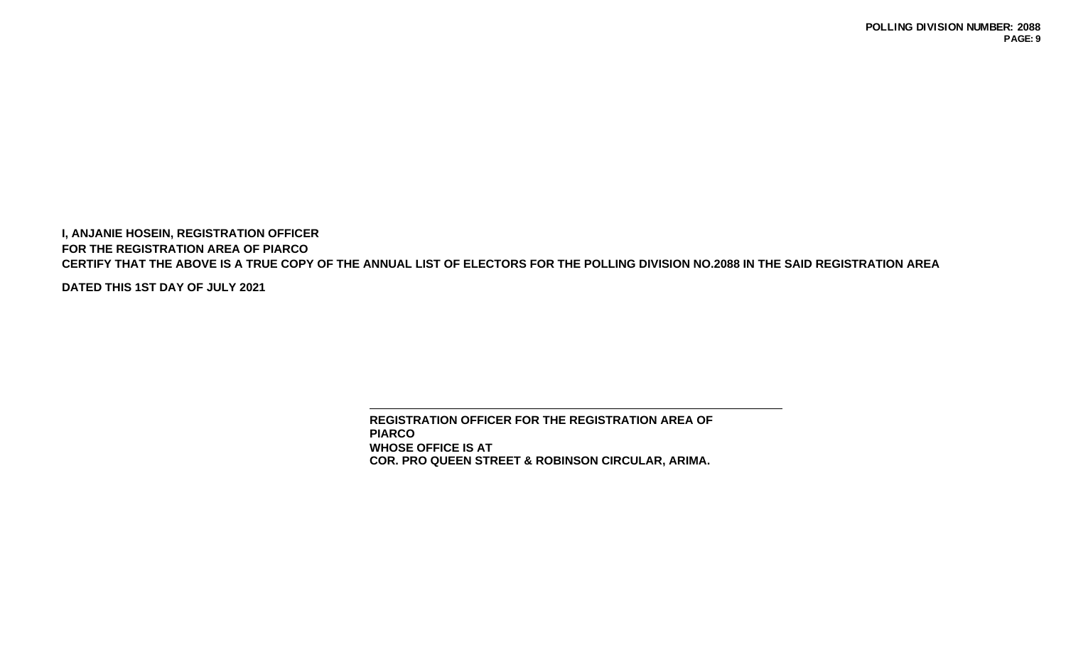**I, ANJANIE HOSEIN, REGISTRATION OFFICER**
**FOR THE REGISTRATION AREA OF PIARCO**
**CERTIFY THAT THE ABOVE IS A TRUE COPY OF THE ANNUAL LIST OF ELECTORS FOR THE POLLING DIVISION NO.2088 IN THE SAID REGISTRATION AREA**

**DATED THIS 1ST DAY OF JULY 2021**

---

**REGISTRATION OFFICER FOR THE REGISTRATION AREA OF PIARCO**
**WHOSE OFFICE IS AT**
**COR. PRO QUEEN STREET & ROBINSON CIRCULAR, ARIMA.**